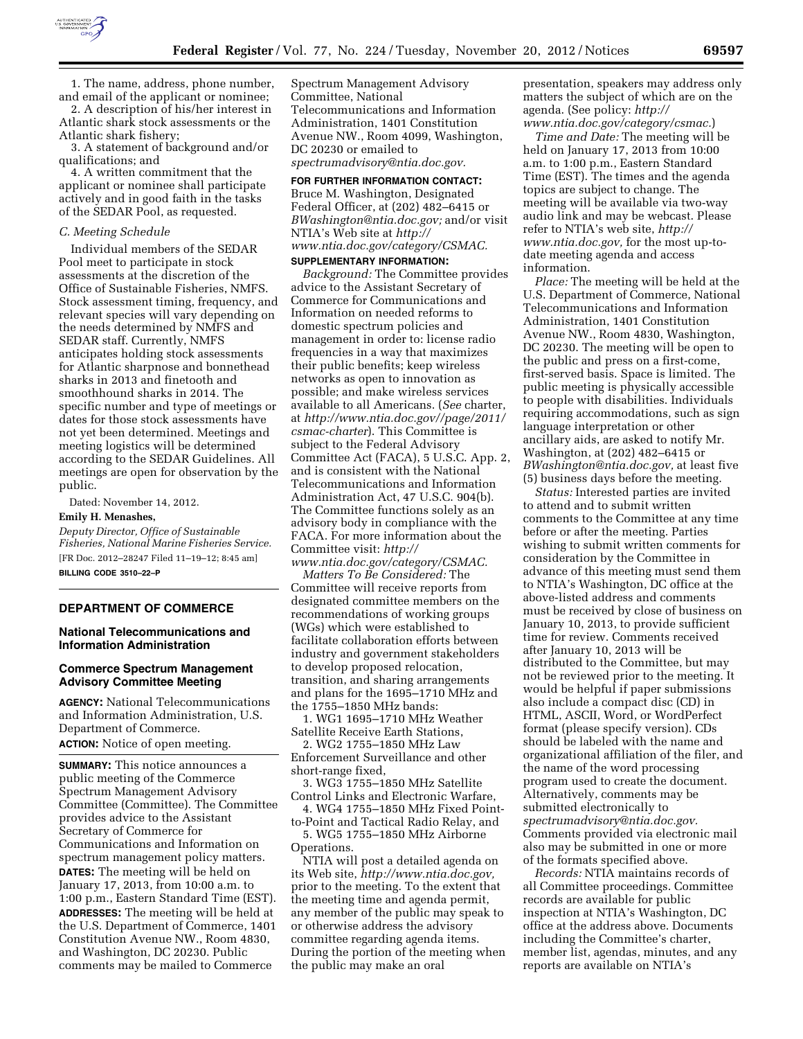1. The name, address, phone number, and email of the applicant or nominee;

2. A description of his/her interest in Atlantic shark stock assessments or the Atlantic shark fishery;

3. A statement of background and/or qualifications; and

4. A written commitment that the applicant or nominee shall participate actively and in good faith in the tasks of the SEDAR Pool, as requested.

*C. Meeting Schedule*

Individual members of the SEDAR Pool meet to participate in stock assessments at the discretion of the Office of Sustainable Fisheries, NMFS. Stock assessment timing, frequency, and relevant species will vary depending on the needs determined by NMFS and SEDAR staff. Currently, NMFS anticipates holding stock assessments for Atlantic sharpnose and bonnethead sharks in 2013 and finetooth and smoothhound sharks in 2014. The specific number and type of meetings or dates for those stock assessments have not yet been determined. Meetings and meeting logistics will be determined according to the SEDAR Guidelines. All meetings are open for observation by the public.

Dated: November 14, 2012.

**Emily H. Menashes,**

*Deputy Director, Office of Sustainable Fisheries, National Marine Fisheries Service.*

[FR Doc. 2012–28247 Filed 11–19–12; 8:45 am]

**BILLING CODE 3510–22–P**

## DEPARTMENT OF COMMERCE

### National Telecommunications and Information Administration

### Commerce Spectrum Management Advisory Committee Meeting

**AGENCY:** National Telecommunications and Information Administration, U.S. Department of Commerce.

**ACTION:** Notice of open meeting.

**SUMMARY:** This notice announces a public meeting of the Commerce Spectrum Management Advisory Committee (Committee). The Committee provides advice to the Assistant Secretary of Commerce for Communications and Information on spectrum management policy matters.

**DATES:** The meeting will be held on January 17, 2013, from 10:00 a.m. to 1:00 p.m., Eastern Standard Time (EST).

**ADDRESSES:** The meeting will be held at the U.S. Department of Commerce, 1401 Constitution Avenue NW., Room 4830, and Washington, DC 20230. Public comments may be mailed to Commerce Spectrum Management Advisory Committee, National Telecommunications and Information Administration, 1401 Constitution Avenue NW., Room 4099, Washington, DC 20230 or emailed to *spectrumadvisory@ntia.doc.gov.*

**FOR FURTHER INFORMATION CONTACT:** Bruce M. Washington, Designated Federal Officer, at (202) 482–6415 or *BWashington@ntia.doc.gov;* and/or visit NTIA's Web site at *http://www.ntia.doc.gov/category/CSMAC.*

**SUPPLEMENTARY INFORMATION:**

*Background:* The Committee provides advice to the Assistant Secretary of Commerce for Communications and Information on needed reforms to domestic spectrum policies and management in order to: license radio frequencies in a way that maximizes their public benefits; keep wireless networks as open to innovation as possible; and make wireless services available to all Americans. (*See* charter, at *http://www.ntia.doc.gov//page/2011/csmac-charter*). This Committee is subject to the Federal Advisory Committee Act (FACA), 5 U.S.C. App. 2, and is consistent with the National Telecommunications and Information Administration Act, 47 U.S.C. 904(b). The Committee functions solely as an advisory body in compliance with the FACA. For more information about the Committee visit: *http://www.ntia.doc.gov/category/CSMAC.*

*Matters To Be Considered:* The Committee will receive reports from designated committee members on the recommendations of working groups (WGs) which were established to facilitate collaboration efforts between industry and government stakeholders to develop proposed relocation, transition, and sharing arrangements and plans for the 1695–1710 MHz and the 1755–1850 MHz bands:

1. WG1 1695–1710 MHz Weather Satellite Receive Earth Stations,
2. WG2 1755–1850 MHz Law Enforcement Surveillance and other short-range fixed,
3. WG3 1755–1850 MHz Satellite Control Links and Electronic Warfare,
4. WG4 1755–1850 MHz Fixed Point-to-Point and Tactical Radio Relay, and
5. WG5 1755–1850 MHz Airborne Operations.

NTIA will post a detailed agenda on its Web site, *http://www.ntia.doc.gov,* prior to the meeting. To the extent that the meeting time and agenda permit, any member of the public may speak to or otherwise address the advisory committee regarding agenda items. During the portion of the meeting when the public may make an oral presentation, speakers may address only matters the subject of which are on the agenda. (See policy: *http://www.ntia.doc.gov/category/csmac.*)

*Time and Date:* The meeting will be held on January 17, 2013 from 10:00 a.m. to 1:00 p.m., Eastern Standard Time (EST). The times and the agenda topics are subject to change. The meeting will be available via two-way audio link and may be webcast. Please refer to NTIA's web site, *http://www.ntia.doc.gov,* for the most up-to-date meeting agenda and access information.

*Place:* The meeting will be held at the U.S. Department of Commerce, National Telecommunications and Information Administration, 1401 Constitution Avenue NW., Room 4830, Washington, DC 20230. The meeting will be open to the public and press on a first-come, first-served basis. Space is limited. The public meeting is physically accessible to people with disabilities. Individuals requiring accommodations, such as sign language interpretation or other ancillary aids, are asked to notify Mr. Washington, at (202) 482–6415 or *BWashington@ntia.doc.gov,* at least five (5) business days before the meeting.

*Status:* Interested parties are invited to attend and to submit written comments to the Committee at any time before or after the meeting. Parties wishing to submit written comments for consideration by the Committee in advance of this meeting must send them to NTIA's Washington, DC office at the above-listed address and comments must be received by close of business on January 10, 2013, to provide sufficient time for review. Comments received after January 10, 2013 will be distributed to the Committee, but may not be reviewed prior to the meeting. It would be helpful if paper submissions also include a compact disc (CD) in HTML, ASCII, Word, or WordPerfect format (please specify version). CDs should be labeled with the name and organizational affiliation of the filer, and the name of the word processing program used to create the document. Alternatively, comments may be submitted electronically to *spectrumadvisory@ntia.doc.gov.* Comments provided via electronic mail also may be submitted in one or more of the formats specified above.

*Records:* NTIA maintains records of all Committee proceedings. Committee records are available for public inspection at NTIA's Washington, DC office at the address above. Documents including the Committee's charter, member list, agendas, minutes, and any reports are available on NTIA's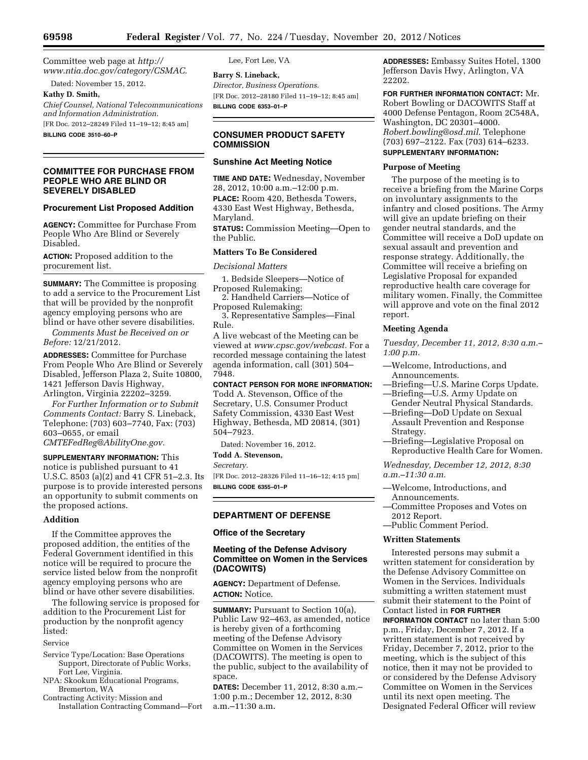Committee web page at *http://www.ntia.doc.gov/category/CSMAC.*

Dated: November 15, 2012.

**Kathy D. Smith,**

*Chief Counsel, National Telecommunications and Information Administration.*

[FR Doc. 2012–28249 Filed 11–19–12; 8:45 am]

**BILLING CODE 3510–60–P**

## COMMITTEE FOR PURCHASE FROM PEOPLE WHO ARE BLIND OR SEVERELY DISABLED

### Procurement List Proposed Addition

**AGENCY:** Committee for Purchase From People Who Are Blind or Severely Disabled.

**ACTION:** Proposed addition to the procurement list.

**SUMMARY:** The Committee is proposing to add a service to the Procurement List that will be provided by the nonprofit agency employing persons who are blind or have other severe disabilities.

*Comments Must be Received on or Before:* 12/21/2012.

**ADDRESSES:** Committee for Purchase From People Who Are Blind or Severely Disabled, Jefferson Plaza 2, Suite 10800, 1421 Jefferson Davis Highway, Arlington, Virginia 22202–3259.

*For Further Information or to Submit Comments Contact:* Barry S. Lineback, Telephone: (703) 603–7740, Fax: (703) 603–0655, or email *CMTEFedReg@AbilityOne.gov.*

**SUPPLEMENTARY INFORMATION:** This notice is published pursuant to 41 U.S.C. 8503 (a)(2) and 41 CFR 51–2.3. Its purpose is to provide interested persons an opportunity to submit comments on the proposed actions.

### Addition

If the Committee approves the proposed addition, the entities of the Federal Government identified in this notice will be required to procure the service listed below from the nonprofit agency employing persons who are blind or have other severe disabilities.

The following service is proposed for addition to the Procurement List for production by the nonprofit agency listed:

Service

Service Type/Location: Base Operations Support, Directorate of Public Works, Fort Lee, Virginia.

NPA: Skookum Educational Programs, Bremerton, WA

Contracting Activity: Mission and Installation Contracting Command—Fort Lee, Fort Lee, VA

**Barry S. Lineback,**

*Director, Business Operations.*

[FR Doc. 2012–28180 Filed 11–19–12; 8:45 am]

**BILLING CODE 6353–01–P**

## CONSUMER PRODUCT SAFETY COMMISSION

### Sunshine Act Meeting Notice

**TIME AND DATE:** Wednesday, November 28, 2012, 10:00 a.m.–12:00 p.m.

**PLACE:** Room 420, Bethesda Towers, 4330 East West Highway, Bethesda, Maryland.

**STATUS:** Commission Meeting—Open to the Public.

### Matters To Be Considered

*Decisional Matters*

1. Bedside Sleepers—Notice of Proposed Rulemaking;
2. Handheld Carriers—Notice of Proposed Rulemaking;
3. Representative Samples—Final Rule.

A live webcast of the Meeting can be viewed at *www.cpsc.gov/webcast.* For a recorded message containing the latest agenda information, call (301) 504–7948.

**CONTACT PERSON FOR MORE INFORMATION:** Todd A. Stevenson, Office of the Secretary, U.S. Consumer Product Safety Commission, 4330 East West Highway, Bethesda, MD 20814, (301) 504–7923.

Dated: November 16, 2012.

**Todd A. Stevenson,**

*Secretary.*

[FR Doc. 2012–28326 Filed 11–16–12; 4:15 pm]

**BILLING CODE 6355–01–P**

## DEPARTMENT OF DEFENSE

### Office of the Secretary

### Meeting of the Defense Advisory Committee on Women in the Services (DACOWITS)

**AGENCY:** Department of Defense.

**ACTION:** Notice.

**SUMMARY:** Pursuant to Section 10(a), Public Law 92–463, as amended, notice is hereby given of a forthcoming meeting of the Defense Advisory Committee on Women in the Services (DACOWITS). The meeting is open to the public, subject to the availability of space.

**DATES:** December 11, 2012, 8:30 a.m.–1:00 p.m.; December 12, 2012, 8:30 a.m.–11:30 a.m.

**ADDRESSES:** Embassy Suites Hotel, 1300 Jefferson Davis Hwy, Arlington, VA 22202.

**FOR FURTHER INFORMATION CONTACT:** Mr. Robert Bowling or DACOWITS Staff at 4000 Defense Pentagon, Room 2C548A, Washington, DC 20301–4000. *Robert.bowling@osd.mil.* Telephone (703) 697–2122. Fax (703) 614–6233.

**SUPPLEMENTARY INFORMATION:**

### Purpose of Meeting

The purpose of the meeting is to receive a briefing from the Marine Corps on involuntary assignments to the infantry and closed positions. The Army will give an update briefing on their gender neutral standards, and the Committee will receive a DoD update on sexual assault and prevention and response strategy. Additionally, the Committee will receive a briefing on Legislative Proposal for expanded reproductive health care coverage for military women. Finally, the Committee will approve and vote on the final 2012 report.

### Meeting Agenda

*Tuesday, December 11, 2012, 8:30 a.m.–1:00 p.m.*

- —Welcome, Introductions, and Announcements.
- —Briefing—U.S. Marine Corps Update.
- —Briefing—U.S. Army Update on Gender Neutral Physical Standards.
- —Briefing—DoD Update on Sexual Assault Prevention and Response Strategy.
- —Briefing—Legislative Proposal on Reproductive Health Care for Women.

*Wednesday, December 12, 2012, 8:30 a.m.–11:30 a.m.*

- —Welcome, Introductions, and Announcements.
- —Committee Proposes and Votes on 2012 Report.
- —Public Comment Period.

### Written Statements

Interested persons may submit a written statement for consideration by the Defense Advisory Committee on Women in the Services. Individuals submitting a written statement must submit their statement to the Point of Contact listed in **FOR FURTHER INFORMATION CONTACT** no later than 5:00 p.m., Friday, December 7, 2012. If a written statement is not received by Friday, December 7, 2012, prior to the meeting, which is the subject of this notice, then it may not be provided to or considered by the Defense Advisory Committee on Women in the Services until its next open meeting. The Designated Federal Officer will review